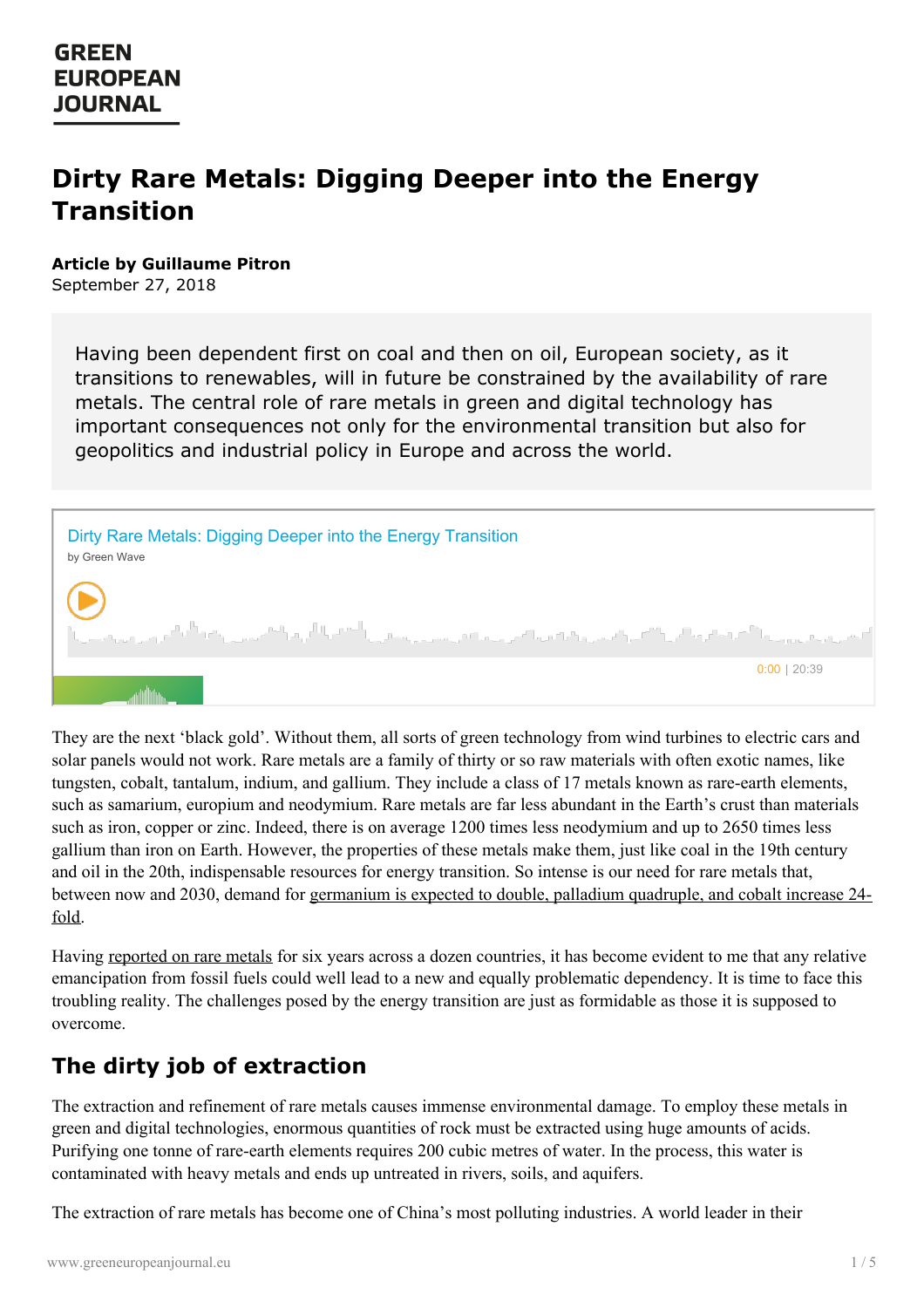GREEN EUROPEAN JOURNAL

# Dirty Rare Metals: Digging Deeper into the Energy Transition

**Article by Guillaume Pitron**
September 27, 2018

Having been dependent first on coal and then on oil, European society, as it transitions to renewables, will in future be constrained by the availability of rare metals. The central role of rare metals in green and digital technology has important consequences not only for the environmental transition but also for geopolitics and industrial policy in Europe and across the world.

Dirty Rare Metals: Digging Deeper into the Energy Transition
by Green Wave

0:00 | 20:39

They are the next 'black gold'. Without them, all sorts of green technology from wind turbines to electric cars and solar panels would not work. Rare metals are a family of thirty or so raw materials with often exotic names, like tungsten, cobalt, tantalum, indium, and gallium. They include a class of 17 metals known as rare-earth elements, such as samarium, europium and neodymium. Rare metals are far less abundant in the Earth's crust than materials such as iron, copper or zinc. Indeed, there is on average 1200 times less neodymium and up to 2650 times less gallium than iron on Earth. However, the properties of these metals make them, just like coal in the 19th century and oil in the 20th, indispensable resources for energy transition. So intense is our need for rare metals that, between now and 2030, demand for germanium is expected to double, palladium quadruple, and cobalt increase 24-fold.

Having reported on rare metals for six years across a dozen countries, it has become evident to me that any relative emancipation from fossil fuels could well lead to a new and equally problematic dependency. It is time to face this troubling reality. The challenges posed by the energy transition are just as formidable as those it is supposed to overcome.

## The dirty job of extraction

The extraction and refinement of rare metals causes immense environmental damage. To employ these metals in green and digital technologies, enormous quantities of rock must be extracted using huge amounts of acids. Purifying one tonne of rare-earth elements requires 200 cubic metres of water. In the process, this water is contaminated with heavy metals and ends up untreated in rivers, soils, and aquifers.

The extraction of rare metals has become one of China's most polluting industries. A world leader in their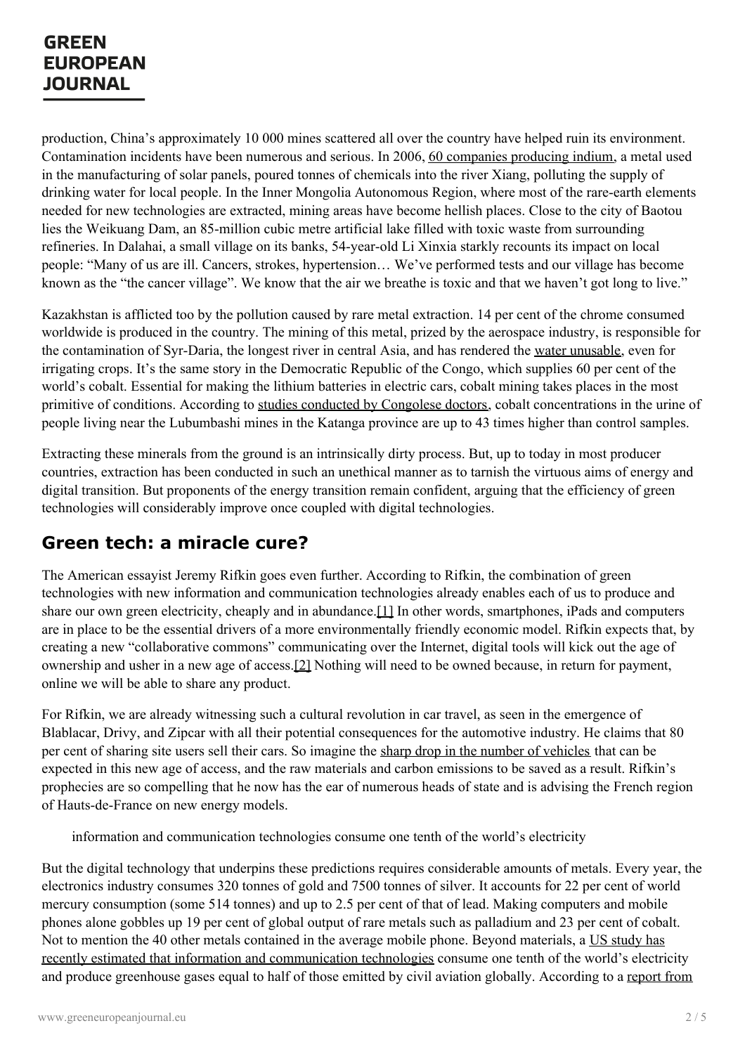production, China's approximately 10 000 mines scattered all over the country have helped ruin its environment. Contamination incidents have been numerous and serious. In 2006, 60 companies producing indium, a metal used in the manufacturing of solar panels, poured tonnes of chemicals into the river Xiang, polluting the supply of drinking water for local people. In the Inner Mongolia Autonomous Region, where most of the rare-earth elements needed for new technologies are extracted, mining areas have become hellish places. Close to the city of Baotou lies the Weikuang Dam, an 85-million cubic metre artificial lake filled with toxic waste from surrounding refineries. In Dalahai, a small village on its banks, 54-year-old Li Xinxia starkly recounts its impact on local people: "Many of us are ill. Cancers, strokes, hypertension… We've performed tests and our village has become known as the "the cancer village". We know that the air we breathe is toxic and that we haven't got long to live."

Kazakhstan is afflicted too by the pollution caused by rare metal extraction. 14 per cent of the chrome consumed worldwide is produced in the country. The mining of this metal, prized by the aerospace industry, is responsible for the contamination of Syr-Daria, the longest river in central Asia, and has rendered the water unusable, even for irrigating crops. It's the same story in the Democratic Republic of the Congo, which supplies 60 per cent of the world's cobalt. Essential for making the lithium batteries in electric cars, cobalt mining takes places in the most primitive of conditions. According to studies conducted by Congolese doctors, cobalt concentrations in the urine of people living near the Lubumbashi mines in the Katanga province are up to 43 times higher than control samples.

Extracting these minerals from the ground is an intrinsically dirty process. But, up to today in most producer countries, extraction has been conducted in such an unethical manner as to tarnish the virtuous aims of energy and digital transition. But proponents of the energy transition remain confident, arguing that the efficiency of green technologies will considerably improve once coupled with digital technologies.

## Green tech: a miracle cure?

The American essayist Jeremy Rifkin goes even further. According to Rifkin, the combination of green technologies with new information and communication technologies already enables each of us to produce and share our own green electricity, cheaply and in abundance.[1] In other words, smartphones, iPads and computers are in place to be the essential drivers of a more environmentally friendly economic model. Rifkin expects that, by creating a new "collaborative commons" communicating over the Internet, digital tools will kick out the age of ownership and usher in a new age of access.[2] Nothing will need to be owned because, in return for payment, online we will be able to share any product.

For Rifkin, we are already witnessing such a cultural revolution in car travel, as seen in the emergence of Blablacar, Drivy, and Zipcar with all their potential consequences for the automotive industry. He claims that 80 per cent of sharing site users sell their cars. So imagine the sharp drop in the number of vehicles that can be expected in this new age of access, and the raw materials and carbon emissions to be saved as a result. Rifkin's prophecies are so compelling that he now has the ear of numerous heads of state and is advising the French region of Hauts-de-France on new energy models.

> information and communication technologies consume one tenth of the world's electricity

But the digital technology that underpins these predictions requires considerable amounts of metals. Every year, the electronics industry consumes 320 tonnes of gold and 7500 tonnes of silver. It accounts for 22 per cent of world mercury consumption (some 514 tonnes) and up to 2.5 per cent of that of lead. Making computers and mobile phones alone gobbles up 19 per cent of global output of rare metals such as palladium and 23 per cent of cobalt. Not to mention the 40 other metals contained in the average mobile phone. Beyond materials, a US study has recently estimated that information and communication technologies consume one tenth of the world's electricity and produce greenhouse gases equal to half of those emitted by civil aviation globally. According to a report from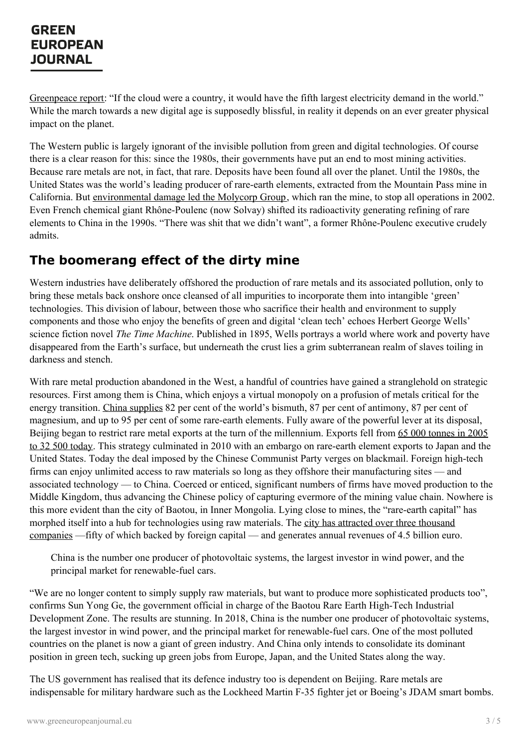Greenpeace report: "If the cloud were a country, it would have the fifth largest electricity demand in the world." While the march towards a new digital age is supposedly blissful, in reality it depends on an ever greater physical impact on the planet.

The Western public is largely ignorant of the invisible pollution from green and digital technologies. Of course there is a clear reason for this: since the 1980s, their governments have put an end to most mining activities. Because rare metals are not, in fact, that rare. Deposits have been found all over the planet. Until the 1980s, the United States was the world's leading producer of rare-earth elements, extracted from the Mountain Pass mine in California. But environmental damage led the Molycorp Group, which ran the mine, to stop all operations in 2002. Even French chemical giant Rhône-Poulenc (now Solvay) shifted its radioactivity generating refining of rare elements to China in the 1990s. "There was shit that we didn't want", a former Rhône-Poulenc executive crudely admits.

## The boomerang effect of the dirty mine

Western industries have deliberately offshored the production of rare metals and its associated pollution, only to bring these metals back onshore once cleansed of all impurities to incorporate them into intangible 'green' technologies. This division of labour, between those who sacrifice their health and environment to supply components and those who enjoy the benefits of green and digital 'clean tech' echoes Herbert George Wells' science fiction novel *The Time Machine*. Published in 1895, Wells portrays a world where work and poverty have disappeared from the Earth's surface, but underneath the crust lies a grim subterranean realm of slaves toiling in darkness and stench.

With rare metal production abandoned in the West, a handful of countries have gained a stranglehold on strategic resources. First among them is China, which enjoys a virtual monopoly on a profusion of metals critical for the energy transition. China supplies 82 per cent of the world's bismuth, 87 per cent of antimony, 87 per cent of magnesium, and up to 95 per cent of some rare-earth elements. Fully aware of the powerful lever at its disposal, Beijing began to restrict rare metal exports at the turn of the millennium. Exports fell from 65 000 tonnes in 2005 to 32 500 today. This strategy culminated in 2010 with an embargo on rare-earth element exports to Japan and the United States. Today the deal imposed by the Chinese Communist Party verges on blackmail. Foreign high-tech firms can enjoy unlimited access to raw materials so long as they offshore their manufacturing sites — and associated technology — to China. Coerced or enticed, significant numbers of firms have moved production to the Middle Kingdom, thus advancing the Chinese policy of capturing evermore of the mining value chain. Nowhere is this more evident than the city of Baotou, in Inner Mongolia. Lying close to mines, the "rare-earth capital" has morphed itself into a hub for technologies using raw materials. The city has attracted over three thousand companies —fifty of which backed by foreign capital — and generates annual revenues of 4.5 billion euro.

> China is the number one producer of photovoltaic systems, the largest investor in wind power, and the principal market for renewable-fuel cars.

"We are no longer content to simply supply raw materials, but want to produce more sophisticated products too", confirms Sun Yong Ge, the government official in charge of the Baotou Rare Earth High-Tech Industrial Development Zone. The results are stunning. In 2018, China is the number one producer of photovoltaic systems, the largest investor in wind power, and the principal market for renewable-fuel cars. One of the most polluted countries on the planet is now a giant of green industry. And China only intends to consolidate its dominant position in green tech, sucking up green jobs from Europe, Japan, and the United States along the way.

The US government has realised that its defence industry too is dependent on Beijing. Rare metals are indispensable for military hardware such as the Lockheed Martin F-35 fighter jet or Boeing's JDAM smart bombs.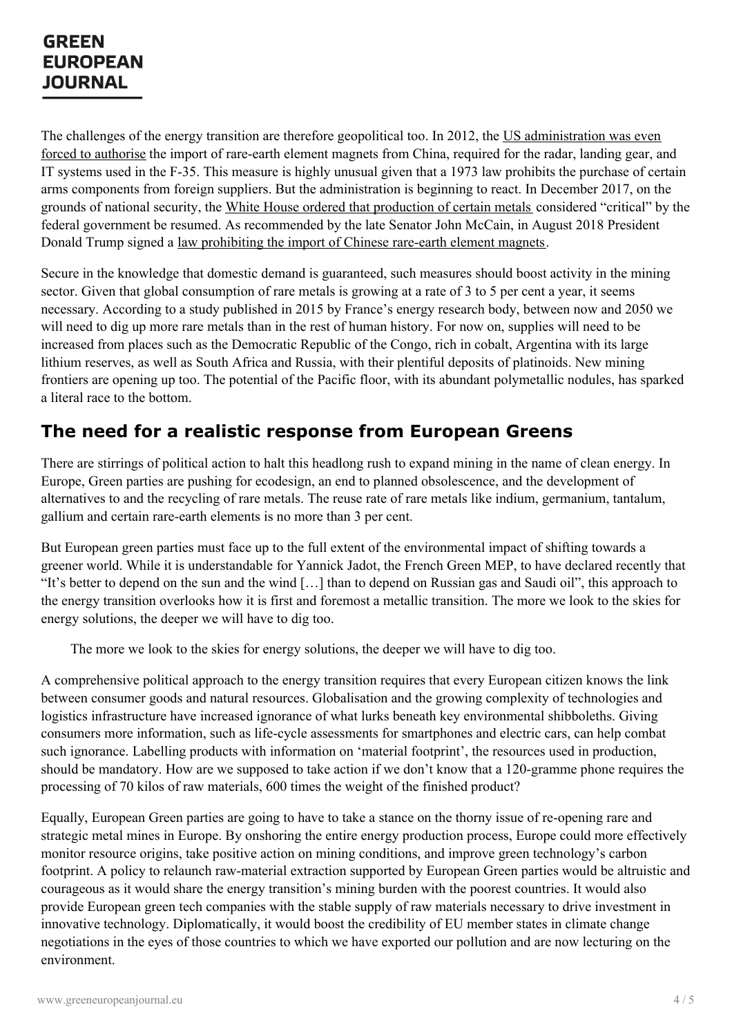The challenges of the energy transition are therefore geopolitical too. In 2012, the US administration was even forced to authorise the import of rare-earth element magnets from China, required for the radar, landing gear, and IT systems used in the F-35. This measure is highly unusual given that a 1973 law prohibits the purchase of certain arms components from foreign suppliers. But the administration is beginning to react. In December 2017, on the grounds of national security, the White House ordered that production of certain metals considered "critical" by the federal government be resumed. As recommended by the late Senator John McCain, in August 2018 President Donald Trump signed a law prohibiting the import of Chinese rare-earth element magnets.

Secure in the knowledge that domestic demand is guaranteed, such measures should boost activity in the mining sector. Given that global consumption of rare metals is growing at a rate of 3 to 5 per cent a year, it seems necessary. According to a study published in 2015 by France's energy research body, between now and 2050 we will need to dig up more rare metals than in the rest of human history. For now on, supplies will need to be increased from places such as the Democratic Republic of the Congo, rich in cobalt, Argentina with its large lithium reserves, as well as South Africa and Russia, with their plentiful deposits of platinoids. New mining frontiers are opening up too. The potential of the Pacific floor, with its abundant polymetallic nodules, has sparked a literal race to the bottom.

## The need for a realistic response from European Greens

There are stirrings of political action to halt this headlong rush to expand mining in the name of clean energy. In Europe, Green parties are pushing for ecodesign, an end to planned obsolescence, and the development of alternatives to and the recycling of rare metals. The reuse rate of rare metals like indium, germanium, tantalum, gallium and certain rare-earth elements is no more than 3 per cent.

But European green parties must face up to the full extent of the environmental impact of shifting towards a greener world. While it is understandable for Yannick Jadot, the French Green MEP, to have declared recently that "It's better to depend on the sun and the wind […] than to depend on Russian gas and Saudi oil", this approach to the energy transition overlooks how it is first and foremost a metallic transition. The more we look to the skies for energy solutions, the deeper we will have to dig too.

> The more we look to the skies for energy solutions, the deeper we will have to dig too.

A comprehensive political approach to the energy transition requires that every European citizen knows the link between consumer goods and natural resources. Globalisation and the growing complexity of technologies and logistics infrastructure have increased ignorance of what lurks beneath key environmental shibboleths. Giving consumers more information, such as life-cycle assessments for smartphones and electric cars, can help combat such ignorance. Labelling products with information on 'material footprint', the resources used in production, should be mandatory. How are we supposed to take action if we don't know that a 120-gramme phone requires the processing of 70 kilos of raw materials, 600 times the weight of the finished product?

Equally, European Green parties are going to have to take a stance on the thorny issue of re-opening rare and strategic metal mines in Europe. By onshoring the entire energy production process, Europe could more effectively monitor resource origins, take positive action on mining conditions, and improve green technology's carbon footprint. A policy to relaunch raw-material extraction supported by European Green parties would be altruistic and courageous as it would share the energy transition's mining burden with the poorest countries. It would also provide European green tech companies with the stable supply of raw materials necessary to drive investment in innovative technology. Diplomatically, it would boost the credibility of EU member states in climate change negotiations in the eyes of those countries to which we have exported our pollution and are now lecturing on the environment.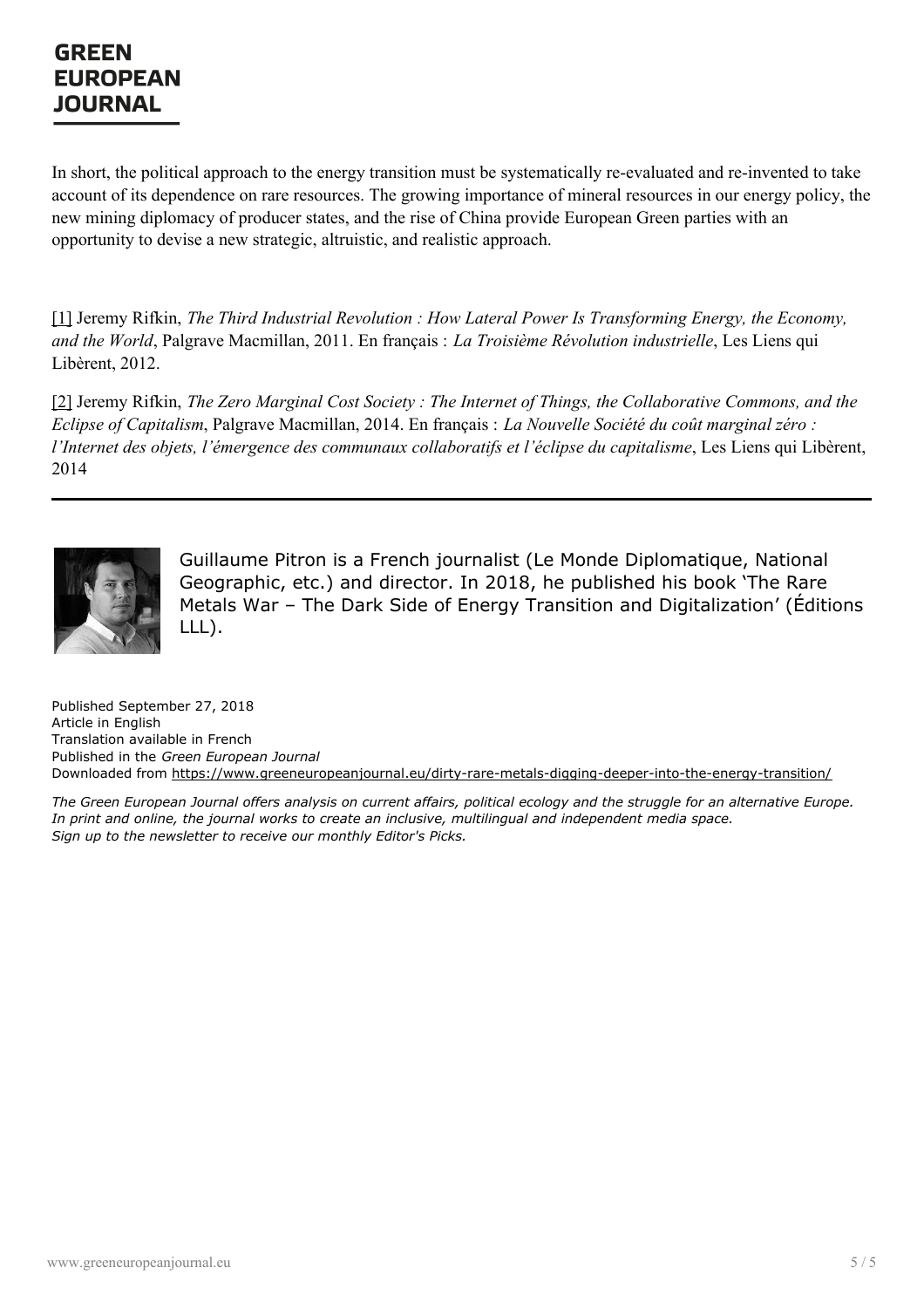In short, the political approach to the energy transition must be systematically re-evaluated and re-invented to take account of its dependence on rare resources. The growing importance of mineral resources in our energy policy, the new mining diplomacy of producer states, and the rise of China provide European Green parties with an opportunity to devise a new strategic, altruistic, and realistic approach.

[1] Jeremy Rifkin, *The Third Industrial Revolution : How Lateral Power Is Transforming Energy, the Economy, and the World*, Palgrave Macmillan, 2011. En français : *La Troisième Révolution industrielle*, Les Liens qui Libèrent, 2012.

[2] Jeremy Rifkin, *The Zero Marginal Cost Society : The Internet of Things, the Collaborative Commons, and the Eclipse of Capitalism*, Palgrave Macmillan, 2014. En français : *La Nouvelle Société du coût marginal zéro : l'Internet des objets, l'émergence des communaux collaboratifs et l'éclipse du capitalisme*, Les Liens qui Libèrent, 2014

---

Guillaume Pitron is a French journalist (Le Monde Diplomatique, National Geographic, etc.) and director. In 2018, he published his book 'The Rare Metals War – The Dark Side of Energy Transition and Digitalization' (Éditions LLL).

Published September 27, 2018
Article in English
Translation available in French
Published in the *Green European Journal*
Downloaded from https://www.greeneuropeanjournal.eu/dirty-rare-metals-digging-deeper-into-the-energy-transition/

*The Green European Journal offers analysis on current affairs, political ecology and the struggle for an alternative Europe. In print and online, the journal works to create an inclusive, multilingual and independent media space. Sign up to the newsletter to receive our monthly Editor's Picks.*